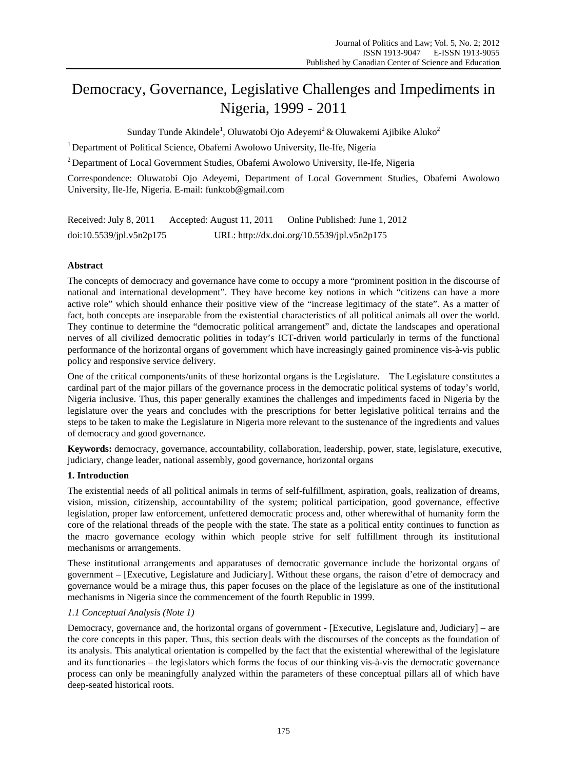# Democracy, Governance, Legislative Challenges and Impediments in Nigeria, 1999 - 2011

Sunday Tunde Akindele[1], Oluwatobi Ojo Adeyemi[2] & Oluwakemi Ajibike Aluko[2]

[1] Department of Political Science, Obafemi Awolowo University, Ile-Ife, Nigeria

[2] Department of Local Government Studies, Obafemi Awolowo University, Ile-Ife, Nigeria

Correspondence: Oluwatobi Ojo Adeyemi, Department of Local Government Studies, Obafemi Awolowo University, Ile-Ife, Nigeria. E-mail: funktob@gmail.com

Received: July 8, 2011 Accepted: August 11, 2011 Online Published: June 1, 2012

doi:10.5539/jpl.v5n2p175 URL: http://dx.doi.org/10.5539/jpl.v5n2p175

## Abstract

The concepts of democracy and governance have come to occupy a more "prominent position in the discourse of national and international development". They have become key notions in which "citizens can have a more active role" which should enhance their positive view of the "increase legitimacy of the state". As a matter of fact, both concepts are inseparable from the existential characteristics of all political animals all over the world. They continue to determine the "democratic political arrangement" and, dictate the landscapes and operational nerves of all civilized democratic polities in today's ICT-driven world particularly in terms of the functional performance of the horizontal organs of government which have increasingly gained prominence vis-à-vis public policy and responsive service delivery.

One of the critical components/units of these horizontal organs is the Legislature. The Legislature constitutes a cardinal part of the major pillars of the governance process in the democratic political systems of today's world, Nigeria inclusive. Thus, this paper generally examines the challenges and impediments faced in Nigeria by the legislature over the years and concludes with the prescriptions for better legislative political terrains and the steps to be taken to make the Legislature in Nigeria more relevant to the sustenance of the ingredients and values of democracy and good governance.

**Keywords:** democracy, governance, accountability, collaboration, leadership, power, state, legislature, executive, judiciary, change leader, national assembly, good governance, horizontal organs

## 1. Introduction

The existential needs of all political animals in terms of self-fulfillment, aspiration, goals, realization of dreams, vision, mission, citizenship, accountability of the system; political participation, good governance, effective legislation, proper law enforcement, unfettered democratic process and, other wherewithal of humanity form the core of the relational threads of the people with the state. The state as a political entity continues to function as the macro governance ecology within which people strive for self fulfillment through its institutional mechanisms or arrangements.

These institutional arrangements and apparatuses of democratic governance include the horizontal organs of government – [Executive, Legislature and Judiciary]. Without these organs, the raison d'etre of democracy and governance would be a mirage thus, this paper focuses on the place of the legislature as one of the institutional mechanisms in Nigeria since the commencement of the fourth Republic in 1999.

### *1.1 Conceptual Analysis (Note 1)*

Democracy, governance and, the horizontal organs of government - [Executive, Legislature and, Judiciary] – are the core concepts in this paper. Thus, this section deals with the discourses of the concepts as the foundation of its analysis. This analytical orientation is compelled by the fact that the existential wherewithal of the legislature and its functionaries – the legislators which forms the focus of our thinking vis-à-vis the democratic governance process can only be meaningfully analyzed within the parameters of these conceptual pillars all of which have deep-seated historical roots.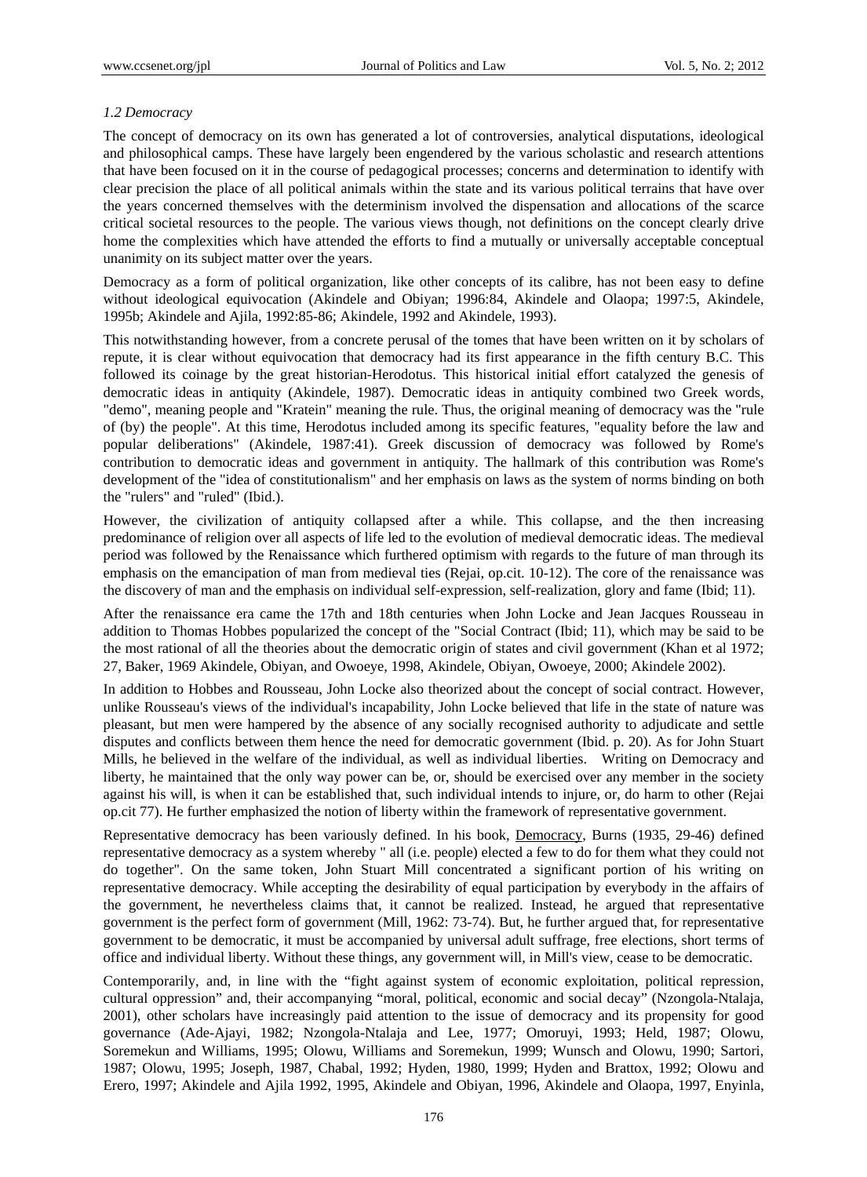### *1.2 Democracy*

The concept of democracy on its own has generated a lot of controversies, analytical disputations, ideological and philosophical camps. These have largely been engendered by the various scholastic and research attentions that have been focused on it in the course of pedagogical processes; concerns and determination to identify with clear precision the place of all political animals within the state and its various political terrains that have over the years concerned themselves with the determinism involved the dispensation and allocations of the scarce critical societal resources to the people. The various views though, not definitions on the concept clearly drive home the complexities which have attended the efforts to find a mutually or universally acceptable conceptual unanimity on its subject matter over the years.

Democracy as a form of political organization, like other concepts of its calibre, has not been easy to define without ideological equivocation (Akindele and Obiyan; 1996:84, Akindele and Olaopa; 1997:5, Akindele, 1995b; Akindele and Ajila, 1992:85-86; Akindele, 1992 and Akindele, 1993).

This notwithstanding however, from a concrete perusal of the tomes that have been written on it by scholars of repute, it is clear without equivocation that democracy had its first appearance in the fifth century B.C. This followed its coinage by the great historian-Herodotus. This historical initial effort catalyzed the genesis of democratic ideas in antiquity (Akindele, 1987). Democratic ideas in antiquity combined two Greek words, "demo", meaning people and "Kratein" meaning the rule. Thus, the original meaning of democracy was the "rule of (by) the people". At this time, Herodotus included among its specific features, "equality before the law and popular deliberations" (Akindele, 1987:41). Greek discussion of democracy was followed by Rome's contribution to democratic ideas and government in antiquity. The hallmark of this contribution was Rome's development of the "idea of constitutionalism" and her emphasis on laws as the system of norms binding on both the "rulers" and "ruled" (Ibid.).

However, the civilization of antiquity collapsed after a while. This collapse, and the then increasing predominance of religion over all aspects of life led to the evolution of medieval democratic ideas. The medieval period was followed by the Renaissance which furthered optimism with regards to the future of man through its emphasis on the emancipation of man from medieval ties (Rejai, op.cit. 10-12). The core of the renaissance was the discovery of man and the emphasis on individual self-expression, self-realization, glory and fame (Ibid; 11).

After the renaissance era came the 17th and 18th centuries when John Locke and Jean Jacques Rousseau in addition to Thomas Hobbes popularized the concept of the "Social Contract (Ibid; 11), which may be said to be the most rational of all the theories about the democratic origin of states and civil government (Khan et al 1972; 27, Baker, 1969 Akindele, Obiyan, and Owoeye, 1998, Akindele, Obiyan, Owoeye, 2000; Akindele 2002).

In addition to Hobbes and Rousseau, John Locke also theorized about the concept of social contract. However, unlike Rousseau's views of the individual's incapability, John Locke believed that life in the state of nature was pleasant, but men were hampered by the absence of any socially recognised authority to adjudicate and settle disputes and conflicts between them hence the need for democratic government (Ibid. p. 20). As for John Stuart Mills, he believed in the welfare of the individual, as well as individual liberties. Writing on Democracy and liberty, he maintained that the only way power can be, or, should be exercised over any member in the society against his will, is when it can be established that, such individual intends to injure, or, do harm to other (Rejai op.cit 77). He further emphasized the notion of liberty within the framework of representative government.

Representative democracy has been variously defined. In his book, Democracy, Burns (1935, 29-46) defined representative democracy as a system whereby " all (i.e. people) elected a few to do for them what they could not do together". On the same token, John Stuart Mill concentrated a significant portion of his writing on representative democracy. While accepting the desirability of equal participation by everybody in the affairs of the government, he nevertheless claims that, it cannot be realized. Instead, he argued that representative government is the perfect form of government (Mill, 1962: 73-74). But, he further argued that, for representative government to be democratic, it must be accompanied by universal adult suffrage, free elections, short terms of office and individual liberty. Without these things, any government will, in Mill's view, cease to be democratic.

Contemporarily, and, in line with the "fight against system of economic exploitation, political repression, cultural oppression" and, their accompanying "moral, political, economic and social decay" (Nzongola-Ntalaja, 2001), other scholars have increasingly paid attention to the issue of democracy and its propensity for good governance (Ade-Ajayi, 1982; Nzongola-Ntalaja and Lee, 1977; Omoruyi, 1993; Held, 1987; Olowu, Soremekun and Williams, 1995; Olowu, Williams and Soremekun, 1999; Wunsch and Olowu, 1990; Sartori, 1987; Olowu, 1995; Joseph, 1987, Chabal, 1992; Hyden, 1980, 1999; Hyden and Brattox, 1992; Olowu and Erero, 1997; Akindele and Ajila 1992, 1995, Akindele and Obiyan, 1996, Akindele and Olaopa, 1997, Enyinla,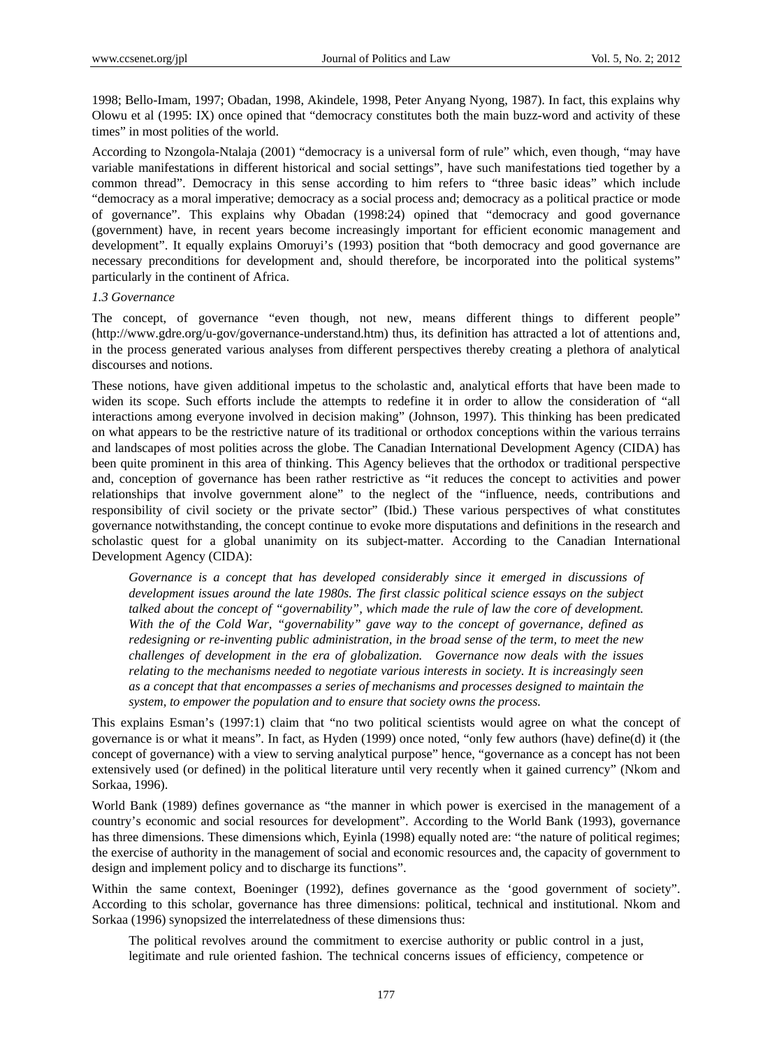1998; Bello-Imam, 1997; Obadan, 1998, Akindele, 1998, Peter Anyang Nyong, 1987). In fact, this explains why Olowu et al (1995: IX) once opined that "democracy constitutes both the main buzz-word and activity of these times" in most polities of the world.

According to Nzongola-Ntalaja (2001) "democracy is a universal form of rule" which, even though, "may have variable manifestations in different historical and social settings", have such manifestations tied together by a common thread". Democracy in this sense according to him refers to "three basic ideas" which include "democracy as a moral imperative; democracy as a social process and; democracy as a political practice or mode of governance". This explains why Obadan (1998:24) opined that "democracy and good governance (government) have, in recent years become increasingly important for efficient economic management and development". It equally explains Omoruyi's (1993) position that "both democracy and good governance are necessary preconditions for development and, should therefore, be incorporated into the political systems" particularly in the continent of Africa.

### *1.3 Governance*

The concept, of governance "even though, not new, means different things to different people" (http://www.gdre.org/u-gov/governance-understand.htm) thus, its definition has attracted a lot of attentions and, in the process generated various analyses from different perspectives thereby creating a plethora of analytical discourses and notions.

These notions, have given additional impetus to the scholastic and, analytical efforts that have been made to widen its scope. Such efforts include the attempts to redefine it in order to allow the consideration of "all interactions among everyone involved in decision making" (Johnson, 1997). This thinking has been predicated on what appears to be the restrictive nature of its traditional or orthodox conceptions within the various terrains and landscapes of most polities across the globe. The Canadian International Development Agency (CIDA) has been quite prominent in this area of thinking. This Agency believes that the orthodox or traditional perspective and, conception of governance has been rather restrictive as "it reduces the concept to activities and power relationships that involve government alone" to the neglect of the "influence, needs, contributions and responsibility of civil society or the private sector" (Ibid.) These various perspectives of what constitutes governance notwithstanding, the concept continue to evoke more disputations and definitions in the research and scholastic quest for a global unanimity on its subject-matter. According to the Canadian International Development Agency (CIDA):

> *Governance is a concept that has developed considerably since it emerged in discussions of development issues around the late 1980s. The first classic political science essays on the subject talked about the concept of "governability", which made the rule of law the core of development. With the of the Cold War, "governability" gave way to the concept of governance, defined as redesigning or re-inventing public administration, in the broad sense of the term, to meet the new challenges of development in the era of globalization. Governance now deals with the issues relating to the mechanisms needed to negotiate various interests in society. It is increasingly seen as a concept that that encompasses a series of mechanisms and processes designed to maintain the system, to empower the population and to ensure that society owns the process.*

This explains Esman's (1997:1) claim that "no two political scientists would agree on what the concept of governance is or what it means". In fact, as Hyden (1999) once noted, "only few authors (have) define(d) it (the concept of governance) with a view to serving analytical purpose" hence, "governance as a concept has not been extensively used (or defined) in the political literature until very recently when it gained currency" (Nkom and Sorkaa, 1996).

World Bank (1989) defines governance as "the manner in which power is exercised in the management of a country's economic and social resources for development". According to the World Bank (1993), governance has three dimensions. These dimensions which, Eyinla (1998) equally noted are: "the nature of political regimes; the exercise of authority in the management of social and economic resources and, the capacity of government to design and implement policy and to discharge its functions".

Within the same context, Boeninger (1992), defines governance as the 'good government of society". According to this scholar, governance has three dimensions: political, technical and institutional. Nkom and Sorkaa (1996) synopsized the interrelatedness of these dimensions thus:

> The political revolves around the commitment to exercise authority or public control in a just, legitimate and rule oriented fashion. The technical concerns issues of efficiency, competence or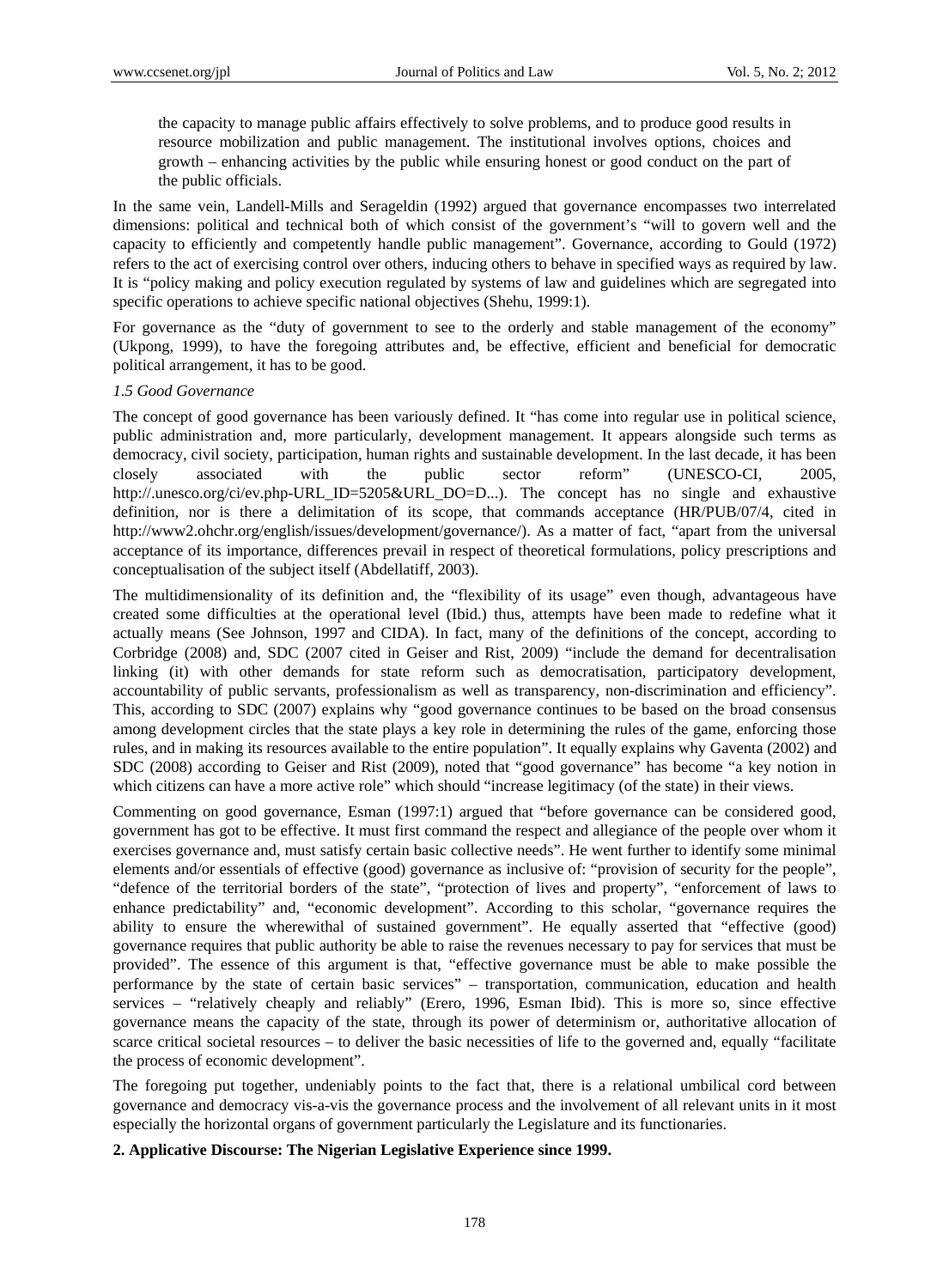the capacity to manage public affairs effectively to solve problems, and to produce good results in resource mobilization and public management. The institutional involves options, choices and growth – enhancing activities by the public while ensuring honest or good conduct on the part of the public officials.

In the same vein, Landell-Mills and Serageldin (1992) argued that governance encompasses two interrelated dimensions: political and technical both of which consist of the government's "will to govern well and the capacity to efficiently and competently handle public management". Governance, according to Gould (1972) refers to the act of exercising control over others, inducing others to behave in specified ways as required by law. It is "policy making and policy execution regulated by systems of law and guidelines which are segregated into specific operations to achieve specific national objectives (Shehu, 1999:1).

For governance as the "duty of government to see to the orderly and stable management of the economy" (Ukpong, 1999), to have the foregoing attributes and, be effective, efficient and beneficial for democratic political arrangement, it has to be good.

*1.5 Good Governance*

The concept of good governance has been variously defined. It "has come into regular use in political science, public administration and, more particularly, development management. It appears alongside such terms as democracy, civil society, participation, human rights and sustainable development. In the last decade, it has been closely associated with the public sector reform" (UNESCO-CI, 2005, http://.unesco.org/ci/ev.php-URL_ID=5205&URL_DO=D...). The concept has no single and exhaustive definition, nor is there a delimitation of its scope, that commands acceptance (HR/PUB/07/4, cited in http://www2.ohchr.org/english/issues/development/governance/). As a matter of fact, "apart from the universal acceptance of its importance, differences prevail in respect of theoretical formulations, policy prescriptions and conceptualisation of the subject itself (Abdellatiff, 2003).

The multidimensionality of its definition and, the "flexibility of its usage" even though, advantageous have created some difficulties at the operational level (Ibid.) thus, attempts have been made to redefine what it actually means (See Johnson, 1997 and CIDA). In fact, many of the definitions of the concept, according to Corbridge (2008) and, SDC (2007 cited in Geiser and Rist, 2009) "include the demand for decentralisation linking (it) with other demands for state reform such as democratisation, participatory development, accountability of public servants, professionalism as well as transparency, non-discrimination and efficiency". This, according to SDC (2007) explains why "good governance continues to be based on the broad consensus among development circles that the state plays a key role in determining the rules of the game, enforcing those rules, and in making its resources available to the entire population". It equally explains why Gaventa (2002) and SDC (2008) according to Geiser and Rist (2009), noted that "good governance" has become "a key notion in which citizens can have a more active role" which should "increase legitimacy (of the state) in their views.

Commenting on good governance, Esman (1997:1) argued that "before governance can be considered good, government has got to be effective. It must first command the respect and allegiance of the people over whom it exercises governance and, must satisfy certain basic collective needs". He went further to identify some minimal elements and/or essentials of effective (good) governance as inclusive of: "provision of security for the people", "defence of the territorial borders of the state", "protection of lives and property", "enforcement of laws to enhance predictability" and, "economic development". According to this scholar, "governance requires the ability to ensure the wherewithal of sustained government". He equally asserted that "effective (good) governance requires that public authority be able to raise the revenues necessary to pay for services that must be provided". The essence of this argument is that, "effective governance must be able to make possible the performance by the state of certain basic services" – transportation, communication, education and health services – "relatively cheaply and reliably" (Erero, 1996, Esman Ibid). This is more so, since effective governance means the capacity of the state, through its power of determinism or, authoritative allocation of scarce critical societal resources – to deliver the basic necessities of life to the governed and, equally "facilitate the process of economic development".

The foregoing put together, undeniably points to the fact that, there is a relational umbilical cord between governance and democracy vis-a-vis the governance process and the involvement of all relevant units in it most especially the horizontal organs of government particularly the Legislature and its functionaries.

## 2. Applicative Discourse: The Nigerian Legislative Experience since 1999.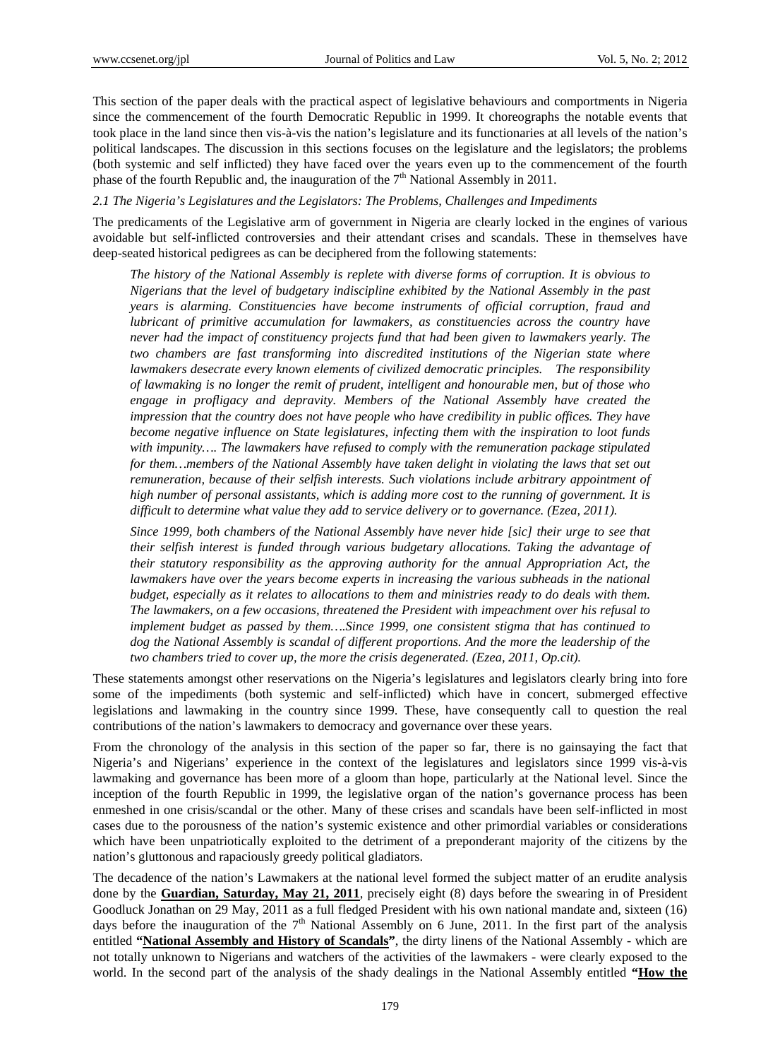This section of the paper deals with the practical aspect of legislative behaviours and comportments in Nigeria since the commencement of the fourth Democratic Republic in 1999. It choreographs the notable events that took place in the land since then vis-à-vis the nation's legislature and its functionaries at all levels of the nation's political landscapes. The discussion in this sections focuses on the legislature and the legislators; the problems (both systemic and self inflicted) they have faced over the years even up to the commencement of the fourth phase of the fourth Republic and, the inauguration of the 7th National Assembly in 2011.

### *2.1 The Nigeria's Legislatures and the Legislators: The Problems, Challenges and Impediments*

The predicaments of the Legislative arm of government in Nigeria are clearly locked in the engines of various avoidable but self-inflicted controversies and their attendant crises and scandals. These in themselves have deep-seated historical pedigrees as can be deciphered from the following statements:

> *The history of the National Assembly is replete with diverse forms of corruption. It is obvious to Nigerians that the level of budgetary indiscipline exhibited by the National Assembly in the past years is alarming. Constituencies have become instruments of official corruption, fraud and lubricant of primitive accumulation for lawmakers, as constituencies across the country have never had the impact of constituency projects fund that had been given to lawmakers yearly. The two chambers are fast transforming into discredited institutions of the Nigerian state where lawmakers desecrate every known elements of civilized democratic principles. The responsibility of lawmaking is no longer the remit of prudent, intelligent and honourable men, but of those who engage in profligacy and depravity. Members of the National Assembly have created the impression that the country does not have people who have credibility in public offices. They have become negative influence on State legislatures, infecting them with the inspiration to loot funds with impunity…. The lawmakers have refused to comply with the remuneration package stipulated for them…members of the National Assembly have taken delight in violating the laws that set out remuneration, because of their selfish interests. Such violations include arbitrary appointment of high number of personal assistants, which is adding more cost to the running of government. It is difficult to determine what value they add to service delivery or to governance. (Ezea, 2011).*

> *Since 1999, both chambers of the National Assembly have never hide [sic] their urge to see that their selfish interest is funded through various budgetary allocations. Taking the advantage of their statutory responsibility as the approving authority for the annual Appropriation Act, the lawmakers have over the years become experts in increasing the various subheads in the national budget, especially as it relates to allocations to them and ministries ready to do deals with them. The lawmakers, on a few occasions, threatened the President with impeachment over his refusal to implement budget as passed by them….Since 1999, one consistent stigma that has continued to dog the National Assembly is scandal of different proportions. And the more the leadership of the two chambers tried to cover up, the more the crisis degenerated. (Ezea, 2011, Op.cit).*

These statements amongst other reservations on the Nigeria's legislatures and legislators clearly bring into fore some of the impediments (both systemic and self-inflicted) which have in concert, submerged effective legislations and lawmaking in the country since 1999. These, have consequently call to question the real contributions of the nation's lawmakers to democracy and governance over these years.

From the chronology of the analysis in this section of the paper so far, there is no gainsaying the fact that Nigeria's and Nigerians' experience in the context of the legislatures and legislators since 1999 vis-à-vis lawmaking and governance has been more of a gloom than hope, particularly at the National level. Since the inception of the fourth Republic in 1999, the legislative organ of the nation's governance process has been enmeshed in one crisis/scandal or the other. Many of these crises and scandals have been self-inflicted in most cases due to the porousness of the nation's systemic existence and other primordial variables or considerations which have been unpatriotically exploited to the detriment of a preponderant majority of the citizens by the nation's gluttonous and rapaciously greedy political gladiators.

The decadence of the nation's Lawmakers at the national level formed the subject matter of an erudite analysis done by the **Guardian, Saturday, May 21, 2011**, precisely eight (8) days before the swearing in of President Goodluck Jonathan on 29 May, 2011 as a full fledged President with his own national mandate and, sixteen (16) days before the inauguration of the 7th National Assembly on 6 June, 2011. In the first part of the analysis entitled **"National Assembly and History of Scandals"**, the dirty linens of the National Assembly - which are not totally unknown to Nigerians and watchers of the activities of the lawmakers - were clearly exposed to the world. In the second part of the analysis of the shady dealings in the National Assembly entitled **"How the**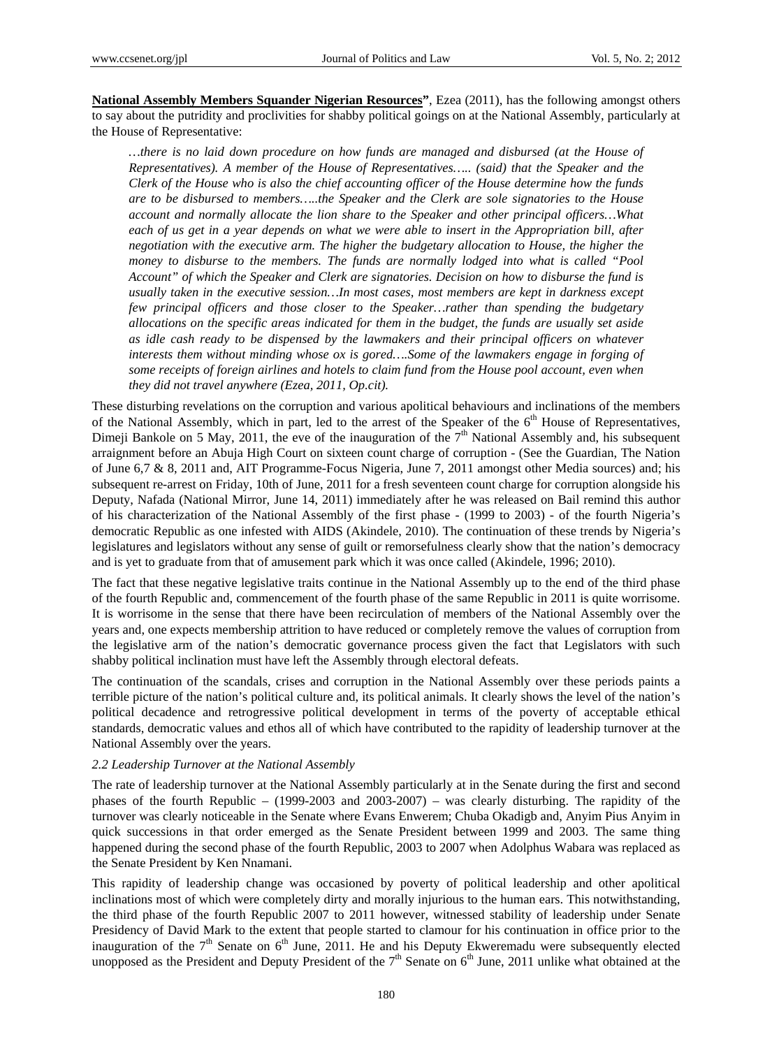**National Assembly Members Squander Nigerian Resources"**, Ezea (2011), has the following amongst others to say about the putridity and proclivities for shabby political goings on at the National Assembly, particularly at the House of Representative:

> *…there is no laid down procedure on how funds are managed and disbursed (at the House of Representatives). A member of the House of Representatives….. (said) that the Speaker and the Clerk of the House who is also the chief accounting officer of the House determine how the funds are to be disbursed to members…..the Speaker and the Clerk are sole signatories to the House account and normally allocate the lion share to the Speaker and other principal officers…What each of us get in a year depends on what we were able to insert in the Appropriation bill, after negotiation with the executive arm. The higher the budgetary allocation to House, the higher the money to disburse to the members. The funds are normally lodged into what is called "Pool Account" of which the Speaker and Clerk are signatories. Decision on how to disburse the fund is usually taken in the executive session…In most cases, most members are kept in darkness except few principal officers and those closer to the Speaker…rather than spending the budgetary allocations on the specific areas indicated for them in the budget, the funds are usually set aside as idle cash ready to be dispensed by the lawmakers and their principal officers on whatever interests them without minding whose ox is gored….Some of the lawmakers engage in forging of some receipts of foreign airlines and hotels to claim fund from the House pool account, even when they did not travel anywhere (Ezea, 2011, Op.cit).*

These disturbing revelations on the corruption and various apolitical behaviours and inclinations of the members of the National Assembly, which in part, led to the arrest of the Speaker of the 6th House of Representatives, Dimeji Bankole on 5 May, 2011, the eve of the inauguration of the 7th National Assembly and, his subsequent arraignment before an Abuja High Court on sixteen count charge of corruption - (See the Guardian, The Nation of June 6,7 & 8, 2011 and, AIT Programme-Focus Nigeria, June 7, 2011 amongst other Media sources) and; his subsequent re-arrest on Friday, 10th of June, 2011 for a fresh seventeen count charge for corruption alongside his Deputy, Nafada (National Mirror, June 14, 2011) immediately after he was released on Bail remind this author of his characterization of the National Assembly of the first phase - (1999 to 2003) - of the fourth Nigeria's democratic Republic as one infested with AIDS (Akindele, 2010). The continuation of these trends by Nigeria's legislatures and legislators without any sense of guilt or remorsefulness clearly show that the nation's democracy and is yet to graduate from that of amusement park which it was once called (Akindele, 1996; 2010).

The fact that these negative legislative traits continue in the National Assembly up to the end of the third phase of the fourth Republic and, commencement of the fourth phase of the same Republic in 2011 is quite worrisome. It is worrisome in the sense that there have been recirculation of members of the National Assembly over the years and, one expects membership attrition to have reduced or completely remove the values of corruption from the legislative arm of the nation's democratic governance process given the fact that Legislators with such shabby political inclination must have left the Assembly through electoral defeats.

The continuation of the scandals, crises and corruption in the National Assembly over these periods paints a terrible picture of the nation's political culture and, its political animals. It clearly shows the level of the nation's political decadence and retrogressive political development in terms of the poverty of acceptable ethical standards, democratic values and ethos all of which have contributed to the rapidity of leadership turnover at the National Assembly over the years.

### *2.2 Leadership Turnover at the National Assembly*

The rate of leadership turnover at the National Assembly particularly at in the Senate during the first and second phases of the fourth Republic – (1999-2003 and 2003-2007) – was clearly disturbing. The rapidity of the turnover was clearly noticeable in the Senate where Evans Enwerem; Chuba Okadigb and, Anyim Pius Anyim in quick successions in that order emerged as the Senate President between 1999 and 2003. The same thing happened during the second phase of the fourth Republic, 2003 to 2007 when Adolphus Wabara was replaced as the Senate President by Ken Nnamani.

This rapidity of leadership change was occasioned by poverty of political leadership and other apolitical inclinations most of which were completely dirty and morally injurious to the human ears. This notwithstanding, the third phase of the fourth Republic 2007 to 2011 however, witnessed stability of leadership under Senate Presidency of David Mark to the extent that people started to clamour for his continuation in office prior to the inauguration of the 7th Senate on 6th June, 2011. He and his Deputy Ekweremadu were subsequently elected unopposed as the President and Deputy President of the 7th Senate on 6th June, 2011 unlike what obtained at the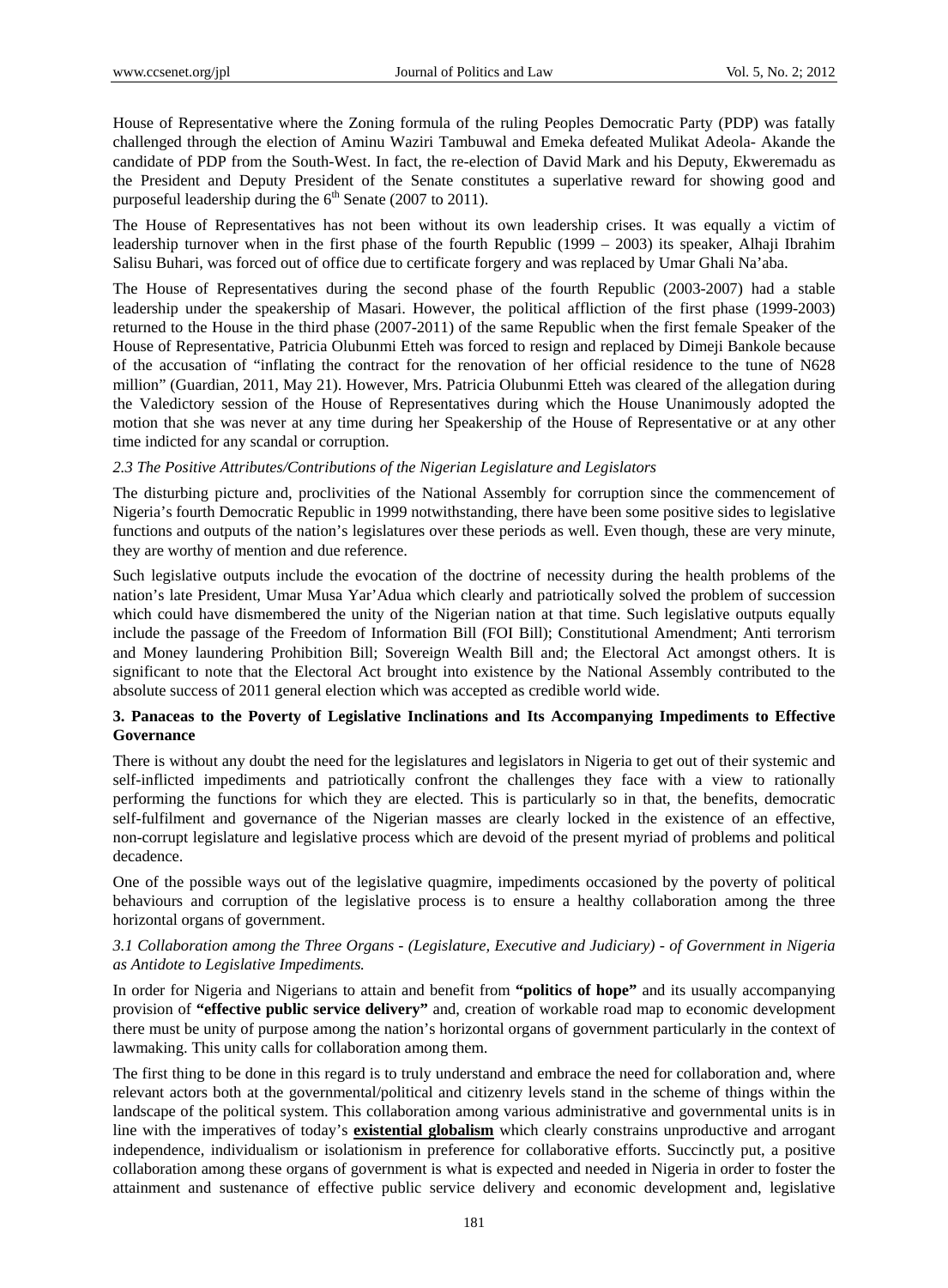House of Representative where the Zoning formula of the ruling Peoples Democratic Party (PDP) was fatally challenged through the election of Aminu Waziri Tambuwal and Emeka defeated Mulikat Adeola- Akande the candidate of PDP from the South-West. In fact, the re-election of David Mark and his Deputy, Ekweremadu as the President and Deputy President of the Senate constitutes a superlative reward for showing good and purposeful leadership during the 6th Senate (2007 to 2011).

The House of Representatives has not been without its own leadership crises. It was equally a victim of leadership turnover when in the first phase of the fourth Republic (1999 – 2003) its speaker, Alhaji Ibrahim Salisu Buhari, was forced out of office due to certificate forgery and was replaced by Umar Ghali Na'aba.

The House of Representatives during the second phase of the fourth Republic (2003-2007) had a stable leadership under the speakership of Masari. However, the political affliction of the first phase (1999-2003) returned to the House in the third phase (2007-2011) of the same Republic when the first female Speaker of the House of Representative, Patricia Olubunmi Etteh was forced to resign and replaced by Dimeji Bankole because of the accusation of "inflating the contract for the renovation of her official residence to the tune of N628 million" (Guardian, 2011, May 21). However, Mrs. Patricia Olubunmi Etteh was cleared of the allegation during the Valedictory session of the House of Representatives during which the House Unanimously adopted the motion that she was never at any time during her Speakership of the House of Representative or at any other time indicted for any scandal or corruption.

### *2.3 The Positive Attributes/Contributions of the Nigerian Legislature and Legislators*

The disturbing picture and, proclivities of the National Assembly for corruption since the commencement of Nigeria's fourth Democratic Republic in 1999 notwithstanding, there have been some positive sides to legislative functions and outputs of the nation's legislatures over these periods as well. Even though, these are very minute, they are worthy of mention and due reference.

Such legislative outputs include the evocation of the doctrine of necessity during the health problems of the nation's late President, Umar Musa Yar'Adua which clearly and patriotically solved the problem of succession which could have dismembered the unity of the Nigerian nation at that time. Such legislative outputs equally include the passage of the Freedom of Information Bill (FOI Bill); Constitutional Amendment; Anti terrorism and Money laundering Prohibition Bill; Sovereign Wealth Bill and; the Electoral Act amongst others. It is significant to note that the Electoral Act brought into existence by the National Assembly contributed to the absolute success of 2011 general election which was accepted as credible world wide.

## 3. Panaceas to the Poverty of Legislative Inclinations and Its Accompanying Impediments to Effective Governance

There is without any doubt the need for the legislatures and legislators in Nigeria to get out of their systemic and self-inflicted impediments and patriotically confront the challenges they face with a view to rationally performing the functions for which they are elected. This is particularly so in that, the benefits, democratic self-fulfilment and governance of the Nigerian masses are clearly locked in the existence of an effective, non-corrupt legislature and legislative process which are devoid of the present myriad of problems and political decadence.

One of the possible ways out of the legislative quagmire, impediments occasioned by the poverty of political behaviours and corruption of the legislative process is to ensure a healthy collaboration among the three horizontal organs of government.

### *3.1 Collaboration among the Three Organs - (Legislature, Executive and Judiciary) - of Government in Nigeria as Antidote to Legislative Impediments.*

In order for Nigeria and Nigerians to attain and benefit from **"politics of hope"** and its usually accompanying provision of **"effective public service delivery"** and, creation of workable road map to economic development there must be unity of purpose among the nation's horizontal organs of government particularly in the context of lawmaking. This unity calls for collaboration among them.

The first thing to be done in this regard is to truly understand and embrace the need for collaboration and, where relevant actors both at the governmental/political and citizenry levels stand in the scheme of things within the landscape of the political system. This collaboration among various administrative and governmental units is in line with the imperatives of today's **existential globalism** which clearly constrains unproductive and arrogant independence, individualism or isolationism in preference for collaborative efforts. Succinctly put, a positive collaboration among these organs of government is what is expected and needed in Nigeria in order to foster the attainment and sustenance of effective public service delivery and economic development and, legislative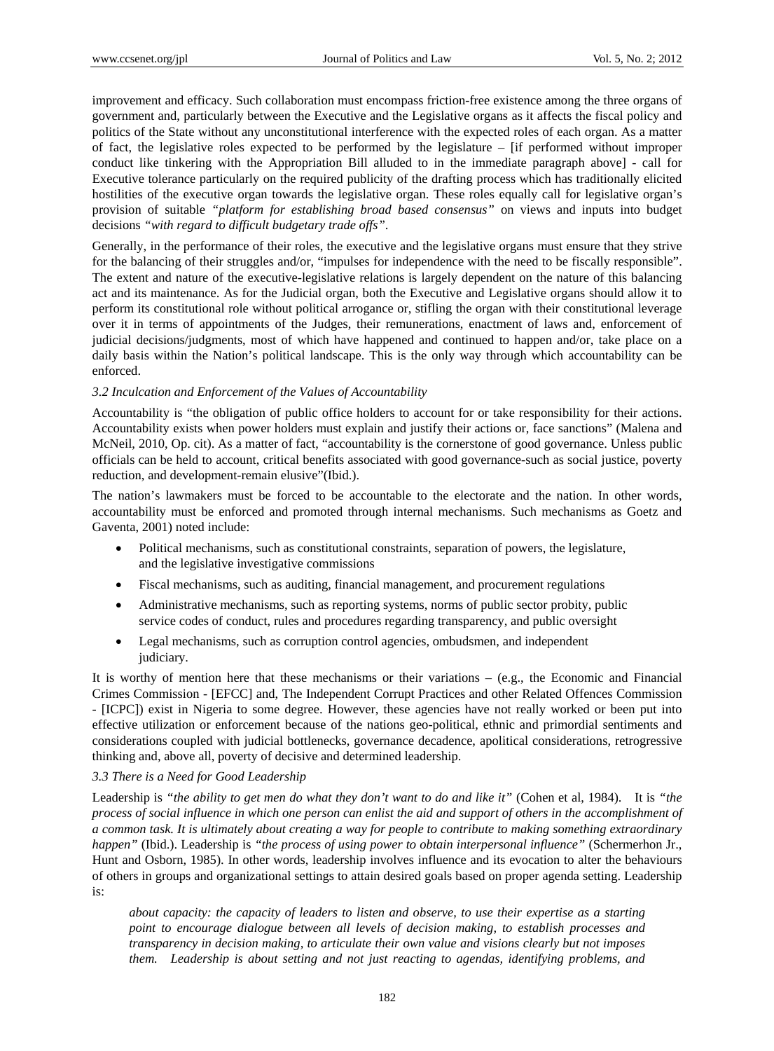improvement and efficacy. Such collaboration must encompass friction-free existence among the three organs of government and, particularly between the Executive and the Legislative organs as it affects the fiscal policy and politics of the State without any unconstitutional interference with the expected roles of each organ. As a matter of fact, the legislative roles expected to be performed by the legislature – [if performed without improper conduct like tinkering with the Appropriation Bill alluded to in the immediate paragraph above] - call for Executive tolerance particularly on the required publicity of the drafting process which has traditionally elicited hostilities of the executive organ towards the legislative organ. These roles equally call for legislative organ's provision of suitable *"platform for establishing broad based consensus"* on views and inputs into budget decisions *"with regard to difficult budgetary trade offs"*.

Generally, in the performance of their roles, the executive and the legislative organs must ensure that they strive for the balancing of their struggles and/or, "impulses for independence with the need to be fiscally responsible". The extent and nature of the executive-legislative relations is largely dependent on the nature of this balancing act and its maintenance. As for the Judicial organ, both the Executive and Legislative organs should allow it to perform its constitutional role without political arrogance or, stifling the organ with their constitutional leverage over it in terms of appointments of the Judges, their remunerations, enactment of laws and, enforcement of judicial decisions/judgments, most of which have happened and continued to happen and/or, take place on a daily basis within the Nation's political landscape. This is the only way through which accountability can be enforced.

### 3.2 Inculcation and Enforcement of the Values of Accountability

Accountability is "the obligation of public office holders to account for or take responsibility for their actions. Accountability exists when power holders must explain and justify their actions or, face sanctions" (Malena and McNeil, 2010, Op. cit). As a matter of fact, "accountability is the cornerstone of good governance. Unless public officials can be held to account, critical benefits associated with good governance-such as social justice, poverty reduction, and development-remain elusive"(Ibid.).

The nation's lawmakers must be forced to be accountable to the electorate and the nation. In other words, accountability must be enforced and promoted through internal mechanisms. Such mechanisms as Goetz and Gaventa, 2001) noted include:

- Political mechanisms, such as constitutional constraints, separation of powers, the legislature, and the legislative investigative commissions
- Fiscal mechanisms, such as auditing, financial management, and procurement regulations
- Administrative mechanisms, such as reporting systems, norms of public sector probity, public service codes of conduct, rules and procedures regarding transparency, and public oversight
- Legal mechanisms, such as corruption control agencies, ombudsmen, and independent judiciary.

It is worthy of mention here that these mechanisms or their variations – (e.g., the Economic and Financial Crimes Commission - [EFCC] and, The Independent Corrupt Practices and other Related Offences Commission - [ICPC]) exist in Nigeria to some degree. However, these agencies have not really worked or been put into effective utilization or enforcement because of the nations geo-political, ethnic and primordial sentiments and considerations coupled with judicial bottlenecks, governance decadence, apolitical considerations, retrogressive thinking and, above all, poverty of decisive and determined leadership.

### 3.3 There is a Need for Good Leadership

Leadership is *"the ability to get men do what they don't want to do and like it"* (Cohen et al, 1984). It is *"the process of social influence in which one person can enlist the aid and support of others in the accomplishment of a common task. It is ultimately about creating a way for people to contribute to making something extraordinary happen"* (Ibid.). Leadership is *"the process of using power to obtain interpersonal influence"* (Schermerhon Jr., Hunt and Osborn, 1985). In other words, leadership involves influence and its evocation to alter the behaviours of others in groups and organizational settings to attain desired goals based on proper agenda setting. Leadership is:

> *about capacity: the capacity of leaders to listen and observe, to use their expertise as a starting point to encourage dialogue between all levels of decision making, to establish processes and transparency in decision making, to articulate their own value and visions clearly but not imposes them. Leadership is about setting and not just reacting to agendas, identifying problems, and*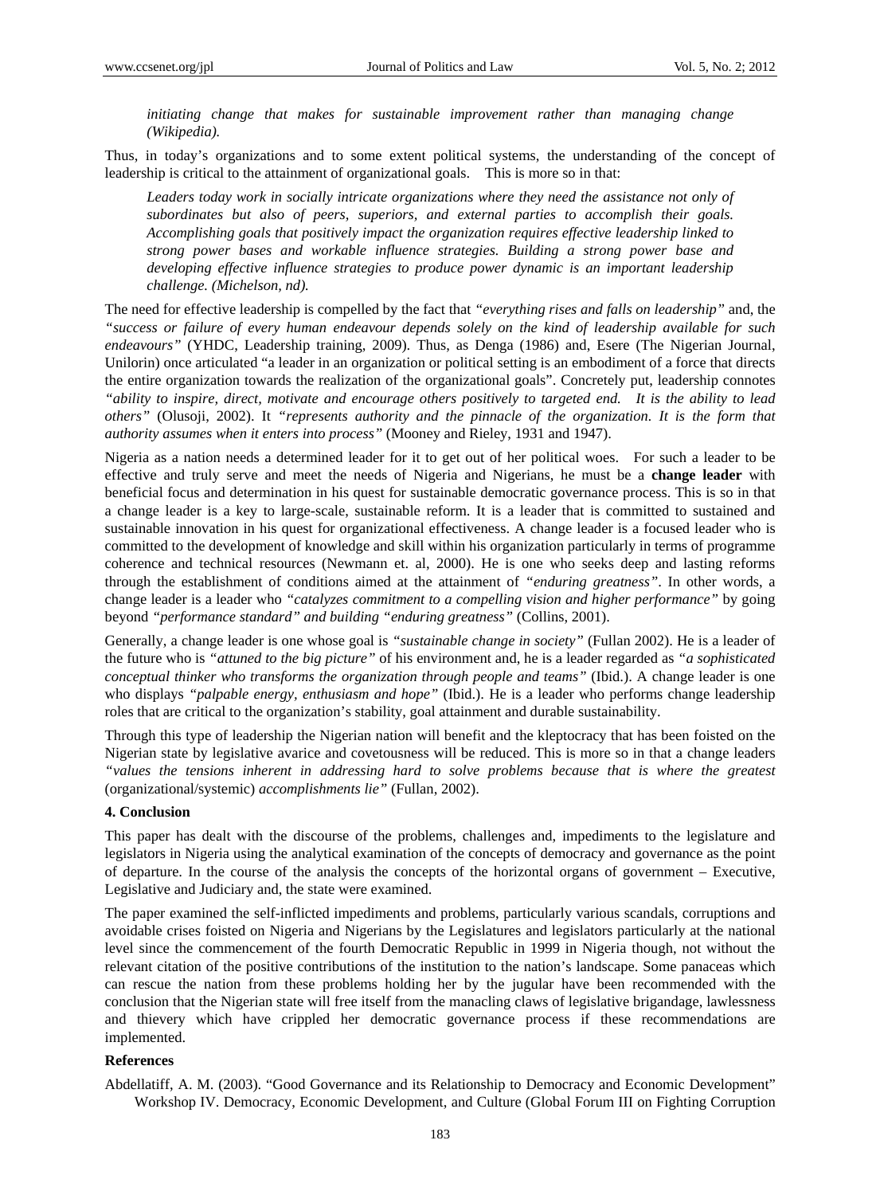*initiating change that makes for sustainable improvement rather than managing change (Wikipedia).*

Thus, in today's organizations and to some extent political systems, the understanding of the concept of leadership is critical to the attainment of organizational goals. This is more so in that:

> *Leaders today work in socially intricate organizations where they need the assistance not only of subordinates but also of peers, superiors, and external parties to accomplish their goals. Accomplishing goals that positively impact the organization requires effective leadership linked to strong power bases and workable influence strategies. Building a strong power base and developing effective influence strategies to produce power dynamic is an important leadership challenge. (Michelson, nd).*

The need for effective leadership is compelled by the fact that *"everything rises and falls on leadership"* and, the *"success or failure of every human endeavour depends solely on the kind of leadership available for such endeavours"* (YHDC, Leadership training, 2009). Thus, as Denga (1986) and, Esere (The Nigerian Journal, Unilorin) once articulated "a leader in an organization or political setting is an embodiment of a force that directs the entire organization towards the realization of the organizational goals". Concretely put, leadership connotes *"ability to inspire, direct, motivate and encourage others positively to targeted end. It is the ability to lead others"* (Olusoji, 2002). It *"represents authority and the pinnacle of the organization. It is the form that authority assumes when it enters into process"* (Mooney and Rieley, 1931 and 1947).

Nigeria as a nation needs a determined leader for it to get out of her political woes. For such a leader to be effective and truly serve and meet the needs of Nigeria and Nigerians, he must be a **change leader** with beneficial focus and determination in his quest for sustainable democratic governance process. This is so in that a change leader is a key to large-scale, sustainable reform. It is a leader that is committed to sustained and sustainable innovation in his quest for organizational effectiveness. A change leader is a focused leader who is committed to the development of knowledge and skill within his organization particularly in terms of programme coherence and technical resources (Newmann et. al, 2000). He is one who seeks deep and lasting reforms through the establishment of conditions aimed at the attainment of *"enduring greatness"*. In other words, a change leader is a leader who *"catalyzes commitment to a compelling vision and higher performance"* by going beyond *"performance standard" and building "enduring greatness"* (Collins, 2001).

Generally, a change leader is one whose goal is *"sustainable change in society"* (Fullan 2002). He is a leader of the future who is *"attuned to the big picture"* of his environment and, he is a leader regarded as *"a sophisticated conceptual thinker who transforms the organization through people and teams"* (Ibid.). A change leader is one who displays *"palpable energy, enthusiasm and hope"* (Ibid.). He is a leader who performs change leadership roles that are critical to the organization's stability, goal attainment and durable sustainability.

Through this type of leadership the Nigerian nation will benefit and the kleptocracy that has been foisted on the Nigerian state by legislative avarice and covetousness will be reduced. This is more so in that a change leaders *"values the tensions inherent in addressing hard to solve problems because that is where the greatest* (organizational/systemic) *accomplishments lie"* (Fullan, 2002).

## 4. Conclusion

This paper has dealt with the discourse of the problems, challenges and, impediments to the legislature and legislators in Nigeria using the analytical examination of the concepts of democracy and governance as the point of departure. In the course of the analysis the concepts of the horizontal organs of government – Executive, Legislative and Judiciary and, the state were examined.

The paper examined the self-inflicted impediments and problems, particularly various scandals, corruptions and avoidable crises foisted on Nigeria and Nigerians by the Legislatures and legislators particularly at the national level since the commencement of the fourth Democratic Republic in 1999 in Nigeria though, not without the relevant citation of the positive contributions of the institution to the nation's landscape. Some panaceas which can rescue the nation from these problems holding her by the jugular have been recommended with the conclusion that the Nigerian state will free itself from the manacling claws of legislative brigandage, lawlessness and thievery which have crippled her democratic governance process if these recommendations are implemented.

## References

Abdellatiff, A. M. (2003). "Good Governance and its Relationship to Democracy and Economic Development" Workshop IV. Democracy, Economic Development, and Culture (Global Forum III on Fighting Corruption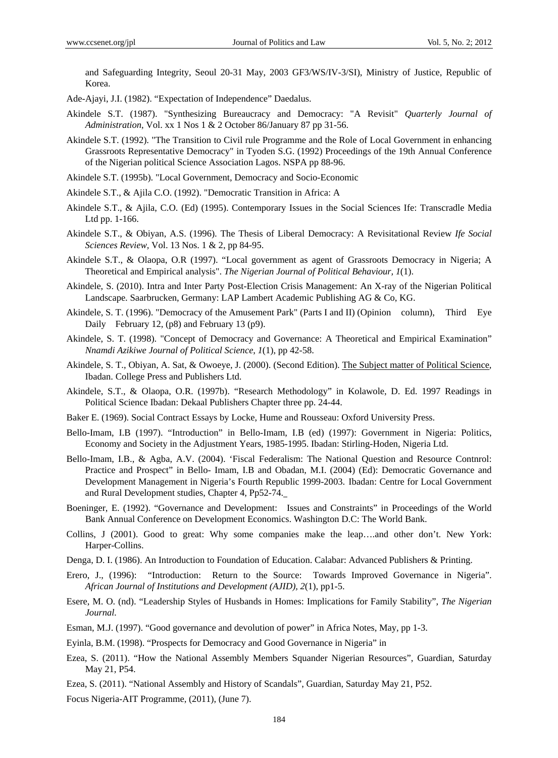and Safeguarding Integrity, Seoul 20-31 May, 2003 GF3/WS/IV-3/SI), Ministry of Justice, Republic of Korea.

Ade-Ajayi, J.I. (1982). "Expectation of Independence" Daedalus.

Akindele S.T. (1987). "Synthesizing Bureaucracy and Democracy: "A Revisit" *Quarterly Journal of Administration*, Vol. xx 1 Nos 1 & 2 October 86/January 87 pp 31-56.

Akindele S.T. (1992). "The Transition to Civil rule Programme and the Role of Local Government in enhancing Grassroots Representative Democracy" in Tyoden S.G. (1992) Proceedings of the 19th Annual Conference of the Nigerian political Science Association Lagos. NSPA pp 88-96.

Akindele S.T. (1995b). "Local Government, Democracy and Socio-Economic

Akindele S.T., & Ajila C.O. (1992). "Democratic Transition in Africa: A

Akindele S.T., & Ajila, C.O. (Ed) (1995). Contemporary Issues in the Social Sciences Ife: Transcradle Media Ltd pp. 1-166.

Akindele S.T., & Obiyan, A.S. (1996). The Thesis of Liberal Democracy: A Revisitational Review *Ife Social Sciences Review,* Vol. 13 Nos. 1 & 2, pp 84-95.

Akindele S.T., & Olaopa, O.R (1997). "Local government as agent of Grassroots Democracy in Nigeria; A Theoretical and Empirical analysis". *The Nigerian Journal of Political Behaviour, 1*(1).

Akindele, S. (2010). Intra and Inter Party Post-Election Crisis Management: An X-ray of the Nigerian Political Landscape. Saarbrucken, Germany: LAP Lambert Academic Publishing AG & Co, KG.

Akindele, S. T. (1996). "Democracy of the Amusement Park" (Parts I and II) (Opinion column), Third Eye Daily February 12, (p8) and February 13 (p9).

Akindele, S. T. (1998). "Concept of Democracy and Governance: A Theoretical and Empirical Examination" *Nnamdi Azikiwe Journal of Political Science*, *1*(1), pp 42-58.

Akindele, S. T., Obiyan, A. Sat, & Owoeye, J. (2000). (Second Edition). The Subject matter of Political Science, Ibadan. College Press and Publishers Ltd.

Akindele, S.T., & Olaopa, O.R. (1997b). "Research Methodology" in Kolawole, D. Ed. 1997 Readings in Political Science Ibadan: Dekaal Publishers Chapter three pp. 24-44.

Baker E. (1969). Social Contract Essays by Locke, Hume and Rousseau: Oxford University Press.

Bello-Imam, I.B (1997). "Introduction" in Bello-Imam, I.B (ed) (1997): Government in Nigeria: Politics, Economy and Society in the Adjustment Years, 1985-1995. Ibadan: Stirling-Hoden, Nigeria Ltd.

Bello-Imam, I.B., & Agba, A.V. (2004). 'Fiscal Federalism: The National Question and Resource Contnrol: Practice and Prospect" in Bello- Imam, I.B and Obadan, M.I. (2004) (Ed): Democratic Governance and Development Management in Nigeria's Fourth Republic 1999-2003. Ibadan: Centre for Local Government and Rural Development studies, Chapter 4, Pp52-74.

Boeninger, E. (1992). "Governance and Development: Issues and Constraints" in Proceedings of the World Bank Annual Conference on Development Economics. Washington D.C: The World Bank.

Collins, J (2001). Good to great: Why some companies make the leap….and other don't. New York: Harper-Collins.

Denga, D. I. (1986). An Introduction to Foundation of Education. Calabar: Advanced Publishers & Printing.

Erero, J., (1996): "Introduction: Return to the Source: Towards Improved Governance in Nigeria". *African Journal of Institutions and Development (AJID), 2*(1), pp1-5.

Esere, M. O. (nd). "Leadership Styles of Husbands in Homes: Implications for Family Stability", *The Nigerian Journal.*

Esman, M.J. (1997). "Good governance and devolution of power" in Africa Notes, May, pp 1-3.

Eyinla, B.M. (1998). "Prospects for Democracy and Good Governance in Nigeria" in

Ezea, S. (2011). "How the National Assembly Members Squander Nigerian Resources", Guardian, Saturday May 21, P54.

Ezea, S. (2011). "National Assembly and History of Scandals", Guardian, Saturday May 21, P52.

Focus Nigeria-AIT Programme, (2011), (June 7).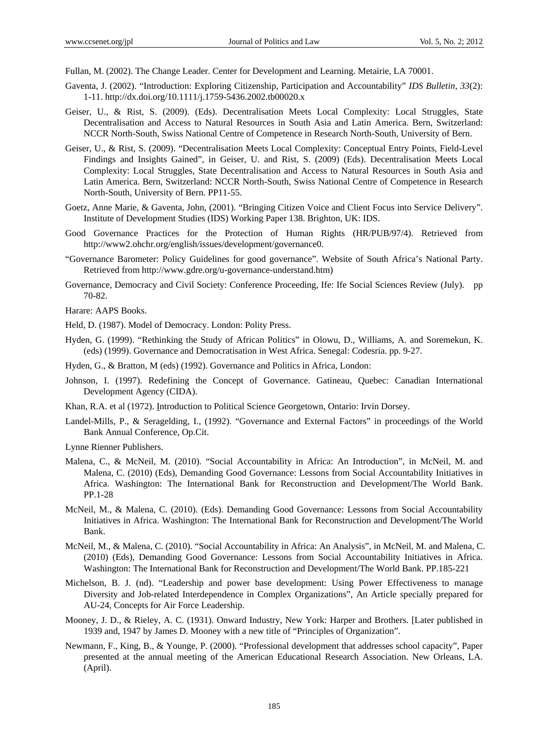Fullan, M. (2002). The Change Leader. Center for Development and Learning. Metairie, LA 70001.

Gaventa, J. (2002). "Introduction: Exploring Citizenship, Participation and Accountability" *IDS Bulletin, 33*(2): 1-11. http://dx.doi.org/10.1111/j.1759-5436.2002.tb00020.x

Geiser, U., & Rist, S. (2009). (Eds). Decentralisation Meets Local Complexity: Local Struggles, State Decentralisation and Access to Natural Resources in South Asia and Latin America. Bern, Switzerland: NCCR North-South, Swiss National Centre of Competence in Research North-South, University of Bern.

Geiser, U., & Rist, S. (2009). "Decentralisation Meets Local Complexity: Conceptual Entry Points, Field-Level Findings and Insights Gained", in Geiser, U. and Rist, S. (2009) (Eds). Decentralisation Meets Local Complexity: Local Struggles, State Decentralisation and Access to Natural Resources in South Asia and Latin America. Bern, Switzerland: NCCR North-South, Swiss National Centre of Competence in Research North-South, University of Bern. PP11-55.

Goetz, Anne Marie, & Gaventa, John, (2001). "Bringing Citizen Voice and Client Focus into Service Delivery". Institute of Development Studies (IDS) Working Paper 138. Brighton, UK: IDS.

Good Governance Practices for the Protection of Human Rights (HR/PUB/97/4). Retrieved from http://www2.ohchr.org/english/issues/development/governance0.

"Governance Barometer: Policy Guidelines for good governance". Website of South Africa's National Party. Retrieved from http://www.gdre.org/u-governance-understand.htm)

Governance, Democracy and Civil Society: Conference Proceeding, Ife: Ife Social Sciences Review (July). pp 70-82.

Harare: AAPS Books.

Held, D. (1987). Model of Democracy. London: Polity Press.

Hyden, G. (1999). "Rethinking the Study of African Politics" in Olowu, D., Williams, A. and Soremekun, K. (eds) (1999). Governance and Democratisation in West Africa. Senegal: Codesria. pp. 9-27.

Hyden, G., & Bratton, M (eds) (1992). Governance and Politics in Africa, London:

Johnson, I. (1997). Redefining the Concept of Governance. Gatineau, Quebec: Canadian International Development Agency (CIDA).

Khan, R.A. et al (1972). Introduction to Political Science Georgetown, Ontario: Irvin Dorsey.

Landel-Mills, P., & Seragelding, I., (1992). "Governance and External Factors" in proceedings of the World Bank Annual Conference, Op.Cit.

Lynne Rienner Publishers.

Malena, C., & McNeil, M. (2010). "Social Accountability in Africa: An Introduction", in McNeil, M. and Malena, C. (2010) (Eds), Demanding Good Governance: Lessons from Social Accountability Initiatives in Africa. Washington: The International Bank for Reconstruction and Development/The World Bank. PP.1-28

McNeil, M., & Malena, C. (2010). (Eds). Demanding Good Governance: Lessons from Social Accountability Initiatives in Africa. Washington: The International Bank for Reconstruction and Development/The World Bank.

McNeil, M., & Malena, C. (2010). "Social Accountability in Africa: An Analysis", in McNeil, M. and Malena, C. (2010) (Eds), Demanding Good Governance: Lessons from Social Accountability Initiatives in Africa. Washington: The International Bank for Reconstruction and Development/The World Bank. PP.185-221

Michelson, B. J. (nd). "Leadership and power base development: Using Power Effectiveness to manage Diversity and Job-related Interdependence in Complex Organizations", An Article specially prepared for AU-24, Concepts for Air Force Leadership.

Mooney, J. D., & Rieley, A. C. (1931). Onward Industry, New York: Harper and Brothers. [Later published in 1939 and, 1947 by James D. Mooney with a new title of "Principles of Organization".

Newmann, F., King, B., & Younge, P. (2000). "Professional development that addresses school capacity", Paper presented at the annual meeting of the American Educational Research Association. New Orleans, LA. (April).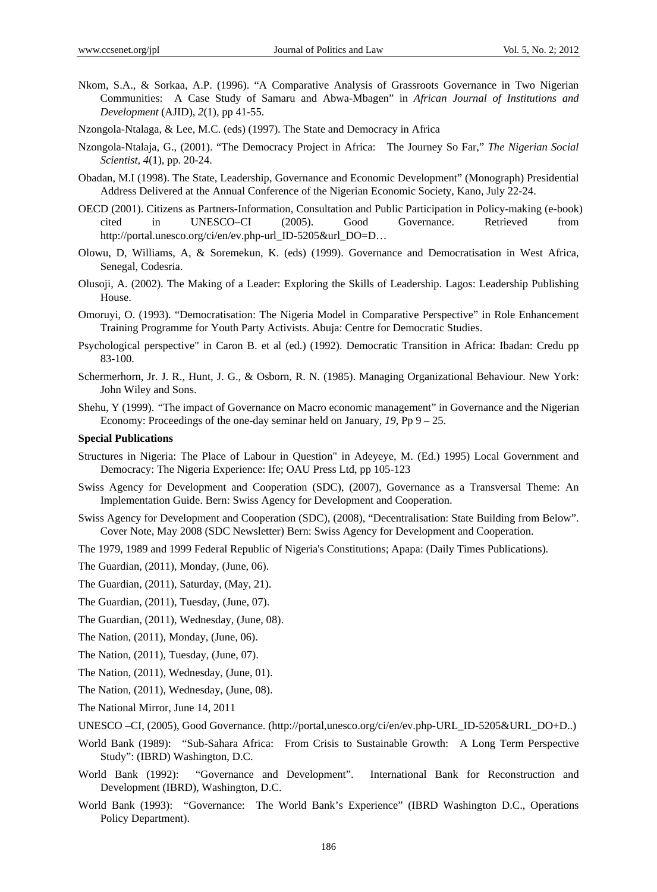Nkom, S.A., & Sorkaa, A.P. (1996). "A Comparative Analysis of Grassroots Governance in Two Nigerian Communities: A Case Study of Samaru and Abwa-Mbagen" in *African Journal of Institutions and Development* (AJID), *2*(1), pp 41-55.

Nzongola-Ntalaga, & Lee, M.C. (eds) (1997). The State and Democracy in Africa

Nzongola-Ntalaja, G., (2001). "The Democracy Project in Africa: The Journey So Far," *The Nigerian Social Scientist*, *4*(1), pp. 20-24.

Obadan, M.I (1998). The State, Leadership, Governance and Economic Development" (Monograph) Presidential Address Delivered at the Annual Conference of the Nigerian Economic Society, Kano, July 22-24.

OECD (2001). Citizens as Partners-Information, Consultation and Public Participation in Policy-making (e-book) cited in UNESCO–CI (2005). Good Governance. Retrieved from http://portal.unesco.org/ci/en/ev.php-url_ID-5205&url_DO=D…

Olowu, D, Williams, A, & Soremekun, K. (eds) (1999). Governance and Democratisation in West Africa, Senegal, Codesria.

Olusoji, A. (2002). The Making of a Leader: Exploring the Skills of Leadership. Lagos: Leadership Publishing House.

Omoruyi, O. (1993). "Democratisation: The Nigeria Model in Comparative Perspective" in Role Enhancement Training Programme for Youth Party Activists. Abuja: Centre for Democratic Studies.

Psychological perspective" in Caron B. et al (ed.) (1992). Democratic Transition in Africa: Ibadan: Credu pp 83-100.

Schermerhorn, Jr. J. R., Hunt, J. G., & Osborn, R. N. (1985). Managing Organizational Behaviour. New York: John Wiley and Sons.

Shehu, Y (1999). "The impact of Governance on Macro economic management" in Governance and the Nigerian Economy: Proceedings of the one-day seminar held on January, *19*, Pp 9 – 25.

**Special Publications**

Structures in Nigeria: The Place of Labour in Question" in Adeyeye, M. (Ed.) 1995) Local Government and Democracy: The Nigeria Experience: Ife; OAU Press Ltd, pp 105-123

Swiss Agency for Development and Cooperation (SDC), (2007), Governance as a Transversal Theme: An Implementation Guide. Bern: Swiss Agency for Development and Cooperation.

Swiss Agency for Development and Cooperation (SDC), (2008), "Decentralisation: State Building from Below". Cover Note, May 2008 (SDC Newsletter) Bern: Swiss Agency for Development and Cooperation.

The 1979, 1989 and 1999 Federal Republic of Nigeria's Constitutions; Apapa: (Daily Times Publications).

The Guardian, (2011), Monday, (June, 06).

The Guardian, (2011), Saturday, (May, 21).

The Guardian, (2011), Tuesday, (June, 07).

The Guardian, (2011), Wednesday, (June, 08).

The Nation, (2011), Monday, (June, 06).

The Nation, (2011), Tuesday, (June, 07).

The Nation, (2011), Wednesday, (June, 01).

The Nation, (2011), Wednesday, (June, 08).

The National Mirror, June 14, 2011

UNESCO –CI, (2005), Good Governance. (http://portal,unesco.org/ci/en/ev.php-URL_ID-5205&URL_DO+D..)

World Bank (1989): "Sub-Sahara Africa: From Crisis to Sustainable Growth: A Long Term Perspective Study": (IBRD) Washington, D.C.

World Bank (1992): "Governance and Development". International Bank for Reconstruction and Development (IBRD), Washington, D.C.

World Bank (1993): "Governance: The World Bank's Experience" (IBRD Washington D.C., Operations Policy Department).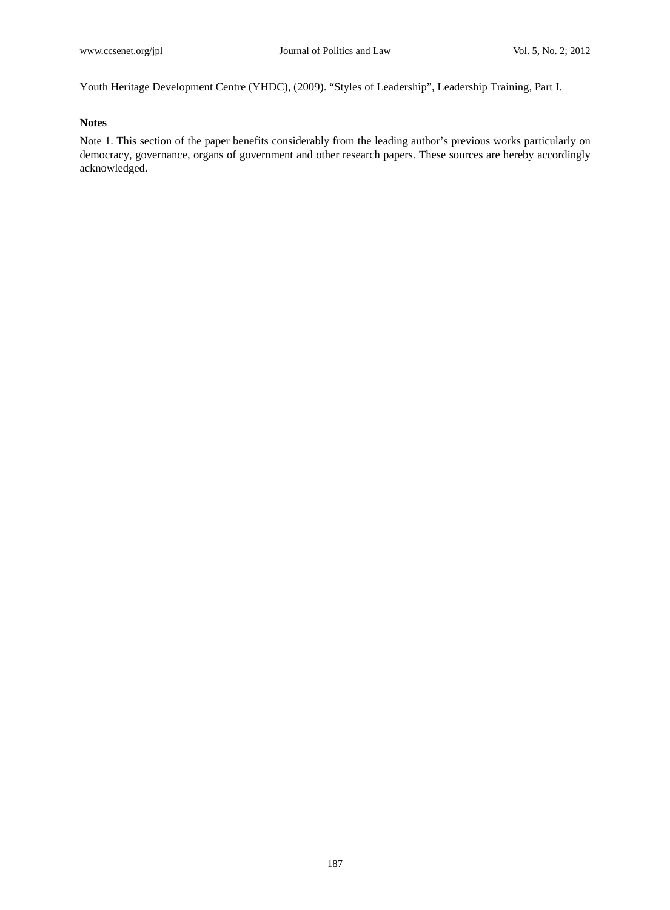Youth Heritage Development Centre (YHDC), (2009). “Styles of Leadership”, Leadership Training, Part I.

**Notes**

Note 1. This section of the paper benefits considerably from the leading author’s previous works particularly on democracy, governance, organs of government and other research papers. These sources are hereby accordingly acknowledged.